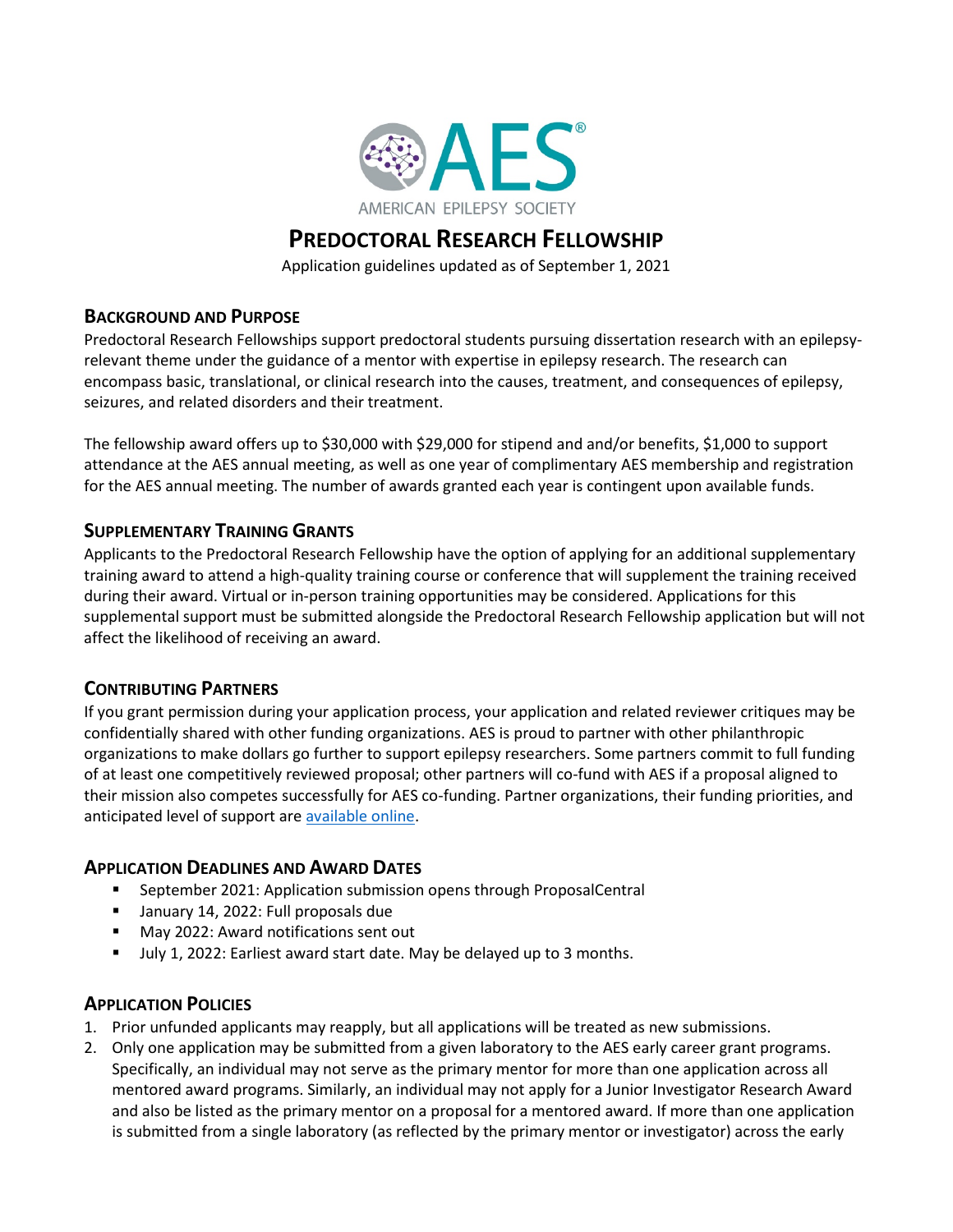AMERICAN EPILEPSY SOCIETY

# Predoctoral Research Fellowship

Application guidelines updated as of September 1, 2021

## Background and Purpose

Predoctoral Research Fellowships support predoctoral students pursuing dissertation research with an epilepsy-relevant theme under the guidance of a mentor with expertise in epilepsy research. The research can encompass basic, translational, or clinical research into the causes, treatment, and consequences of epilepsy, seizures, and related disorders and their treatment.

The fellowship award offers up to $30,000 with $29,000 for stipend and and/or benefits, $1,000 to support attendance at the AES annual meeting, as well as one year of complimentary AES membership and registration for the AES annual meeting. The number of awards granted each year is contingent upon available funds.

## Supplementary Training Grants

Applicants to the Predoctoral Research Fellowship have the option of applying for an additional supplementary training award to attend a high-quality training course or conference that will supplement the training received during their award. Virtual or in-person training opportunities may be considered. Applications for this supplemental support must be submitted alongside the Predoctoral Research Fellowship application but will not affect the likelihood of receiving an award.

## Contributing Partners

If you grant permission during your application process, your application and related reviewer critiques may be confidentially shared with other funding organizations. AES is proud to partner with other philanthropic organizations to make dollars go further to support epilepsy researchers. Some partners commit to full funding of at least one competitively reviewed proposal; other partners will co-fund with AES if a proposal aligned to their mission also competes successfully for AES co-funding. Partner organizations, their funding priorities, and anticipated level of support are available online.

## Application Deadlines and Award Dates

- September 2021: Application submission opens through ProposalCentral
- January 14, 2022: Full proposals due
- May 2022: Award notifications sent out
- July 1, 2022: Earliest award start date. May be delayed up to 3 months.

## Application Policies

1. Prior unfunded applicants may reapply, but all applications will be treated as new submissions.
2. Only one application may be submitted from a given laboratory to the AES early career grant programs. Specifically, an individual may not serve as the primary mentor for more than one application across all mentored award programs. Similarly, an individual may not apply for a Junior Investigator Research Award and also be listed as the primary mentor on a proposal for a mentored award. If more than one application is submitted from a single laboratory (as reflected by the primary mentor or investigator) across the early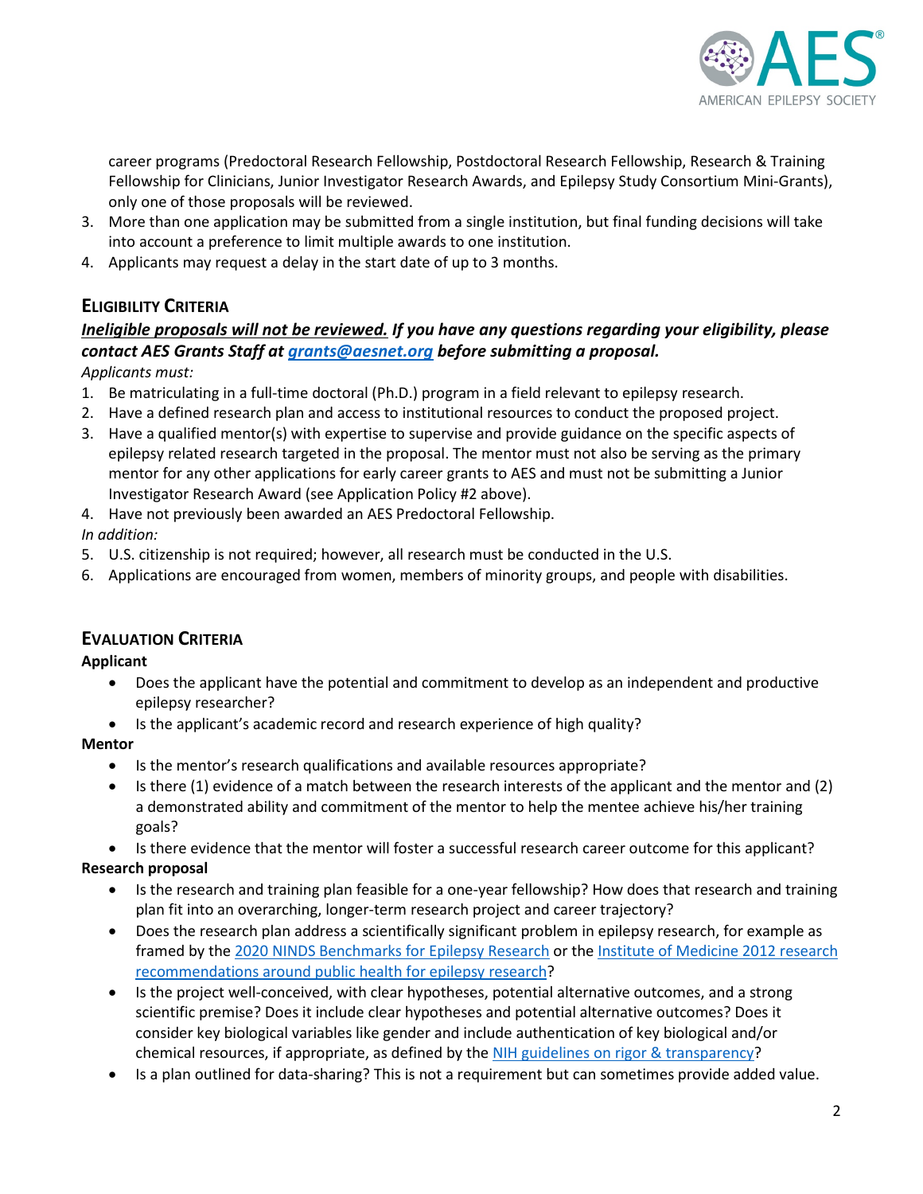career programs (Predoctoral Research Fellowship, Postdoctoral Research Fellowship, Research & Training Fellowship for Clinicians, Junior Investigator Research Awards, and Epilepsy Study Consortium Mini-Grants), only one of those proposals will be reviewed.

3. More than one application may be submitted from a single institution, but final funding decisions will take into account a preference to limit multiple awards to one institution.
4. Applicants may request a delay in the start date of up to 3 months.

## Eligibility Criteria

***Ineligible proposals will not be reviewed.* If you have any questions regarding your eligibility, please contact AES Grants Staff at [grants@aesnet.org](mailto:grants@aesnet.org) before submitting a proposal.**

*Applicants must:*

1. Be matriculating in a full-time doctoral (Ph.D.) program in a field relevant to epilepsy research.
2. Have a defined research plan and access to institutional resources to conduct the proposed project.
3. Have a qualified mentor(s) with expertise to supervise and provide guidance on the specific aspects of epilepsy related research targeted in the proposal. The mentor must not also be serving as the primary mentor for any other applications for early career grants to AES and must not be submitting a Junior Investigator Research Award (see Application Policy #2 above).
4. Have not previously been awarded an AES Predoctoral Fellowship.

*In addition:*

5. U.S. citizenship is not required; however, all research must be conducted in the U.S.
6. Applications are encouraged from women, members of minority groups, and people with disabilities.

## Evaluation Criteria

**Applicant**

- Does the applicant have the potential and commitment to develop as an independent and productive epilepsy researcher?
- Is the applicant's academic record and research experience of high quality?

**Mentor**

- Is the mentor's research qualifications and available resources appropriate?
- Is there (1) evidence of a match between the research interests of the applicant and the mentor and (2) a demonstrated ability and commitment of the mentor to help the mentee achieve his/her training goals?
- Is there evidence that the mentor will foster a successful research career outcome for this applicant?

**Research proposal**

- Is the research and training plan feasible for a one-year fellowship? How does that research and training plan fit into an overarching, longer-term research project and career trajectory?
- Does the research plan address a scientifically significant problem in epilepsy research, for example as framed by the 2020 NINDS Benchmarks for Epilepsy Research or the Institute of Medicine 2012 research recommendations around public health for epilepsy research?
- Is the project well-conceived, with clear hypotheses, potential alternative outcomes, and a strong scientific premise? Does it include clear hypotheses and potential alternative outcomes? Does it consider key biological variables like gender and include authentication of key biological and/or chemical resources, if appropriate, as defined by the NIH guidelines on rigor & transparency?
- Is a plan outlined for data-sharing? This is not a requirement but can sometimes provide added value.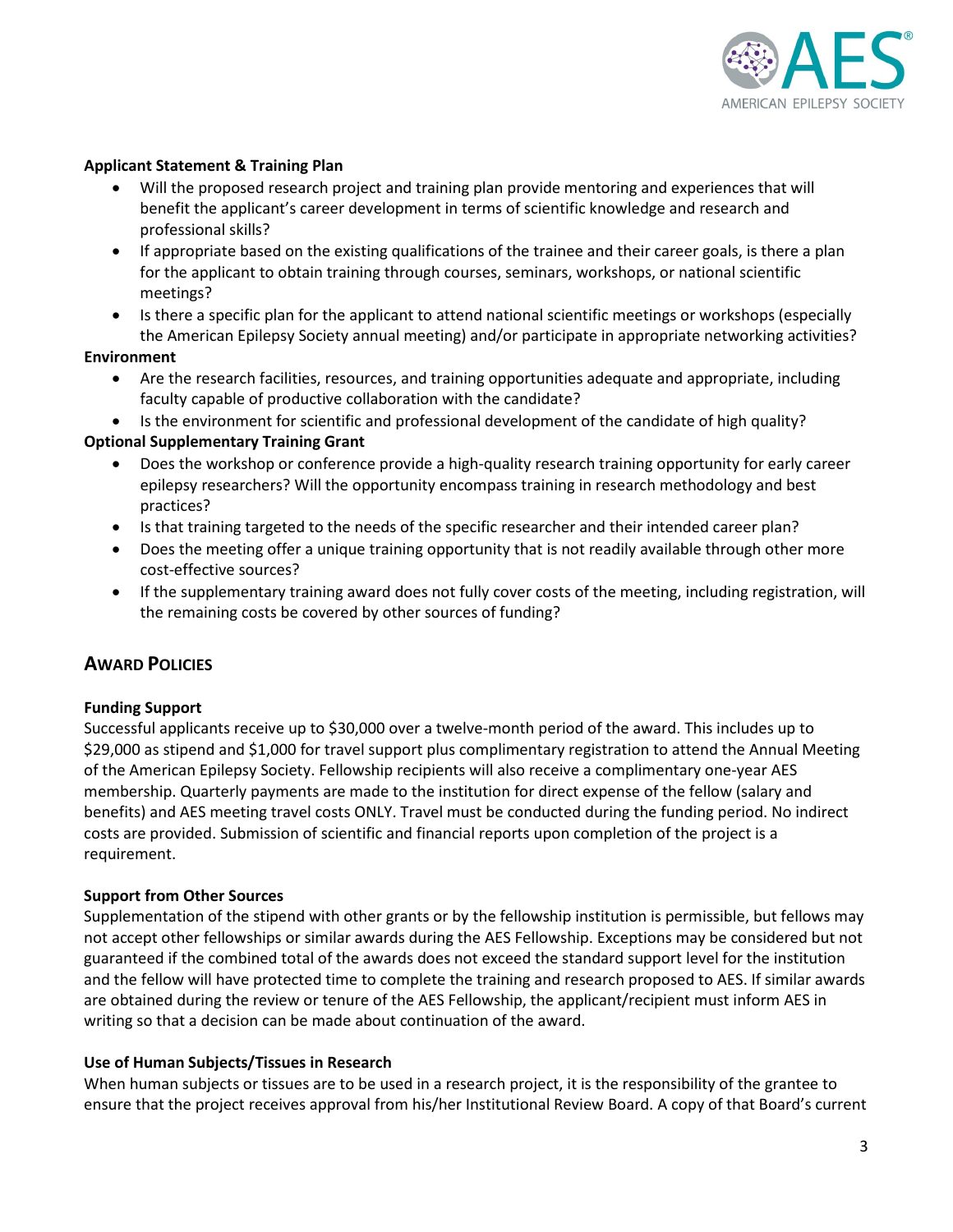**Applicant Statement & Training Plan**

- Will the proposed research project and training plan provide mentoring and experiences that will benefit the applicant's career development in terms of scientific knowledge and research and professional skills?
- If appropriate based on the existing qualifications of the trainee and their career goals, is there a plan for the applicant to obtain training through courses, seminars, workshops, or national scientific meetings?
- Is there a specific plan for the applicant to attend national scientific meetings or workshops (especially the American Epilepsy Society annual meeting) and/or participate in appropriate networking activities?

**Environment**

- Are the research facilities, resources, and training opportunities adequate and appropriate, including faculty capable of productive collaboration with the candidate?
- Is the environment for scientific and professional development of the candidate of high quality?

**Optional Supplementary Training Grant**

- Does the workshop or conference provide a high-quality research training opportunity for early career epilepsy researchers? Will the opportunity encompass training in research methodology and best practices?
- Is that training targeted to the needs of the specific researcher and their intended career plan?
- Does the meeting offer a unique training opportunity that is not readily available through other more cost-effective sources?
- If the supplementary training award does not fully cover costs of the meeting, including registration, will the remaining costs be covered by other sources of funding?

## Award Policies

**Funding Support**

Successful applicants receive up to $30,000 over a twelve-month period of the award. This includes up to $29,000 as stipend and $1,000 for travel support plus complimentary registration to attend the Annual Meeting of the American Epilepsy Society. Fellowship recipients will also receive a complimentary one-year AES membership. Quarterly payments are made to the institution for direct expense of the fellow (salary and benefits) and AES meeting travel costs ONLY. Travel must be conducted during the funding period. No indirect costs are provided. Submission of scientific and financial reports upon completion of the project is a requirement.

**Support from Other Sources**

Supplementation of the stipend with other grants or by the fellowship institution is permissible, but fellows may not accept other fellowships or similar awards during the AES Fellowship. Exceptions may be considered but not guaranteed if the combined total of the awards does not exceed the standard support level for the institution and the fellow will have protected time to complete the training and research proposed to AES. If similar awards are obtained during the review or tenure of the AES Fellowship, the applicant/recipient must inform AES in writing so that a decision can be made about continuation of the award.

**Use of Human Subjects/Tissues in Research**

When human subjects or tissues are to be used in a research project, it is the responsibility of the grantee to ensure that the project receives approval from his/her Institutional Review Board. A copy of that Board's current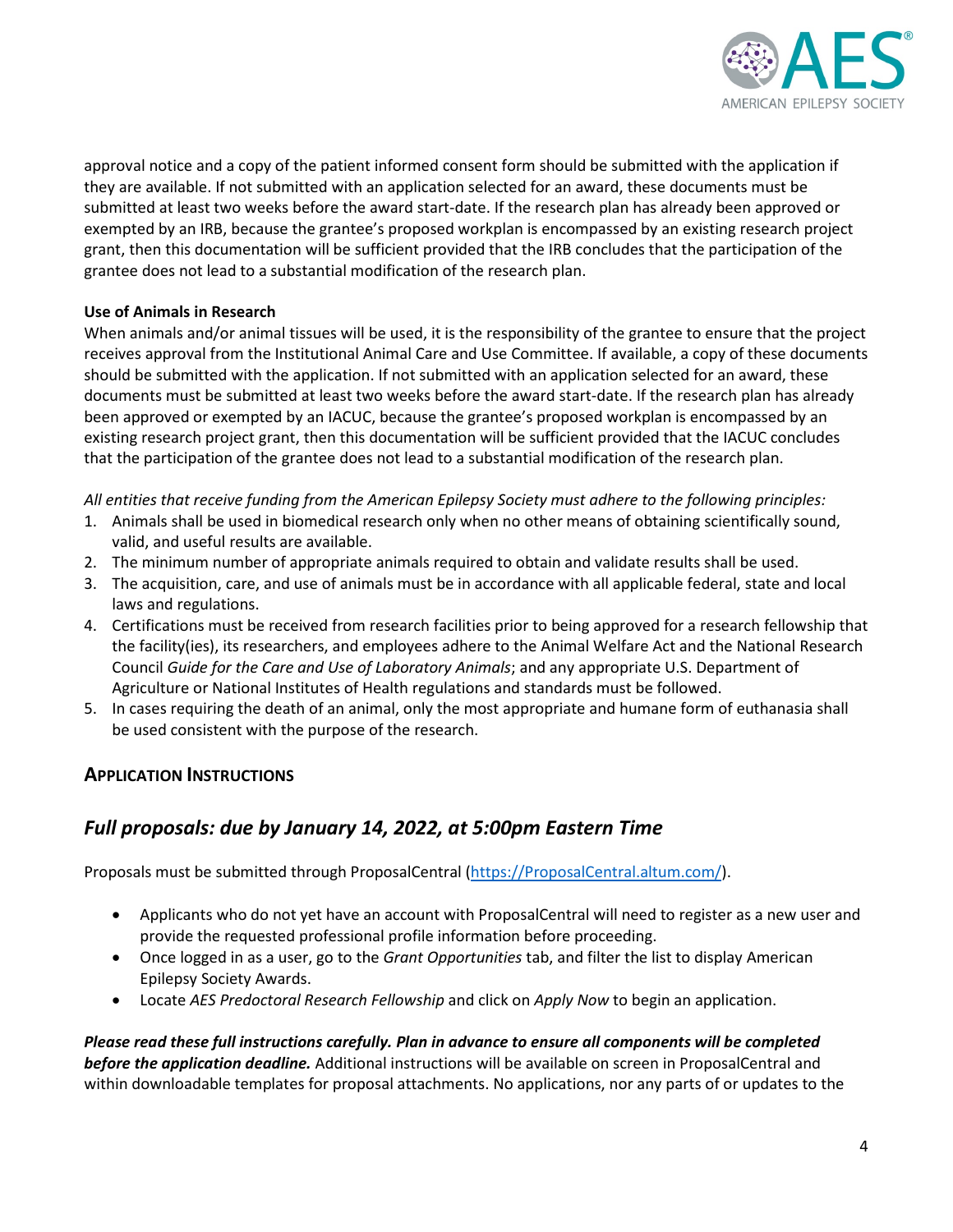approval notice and a copy of the patient informed consent form should be submitted with the application if they are available. If not submitted with an application selected for an award, these documents must be submitted at least two weeks before the award start-date. If the research plan has already been approved or exempted by an IRB, because the grantee's proposed workplan is encompassed by an existing research project grant, then this documentation will be sufficient provided that the IRB concludes that the participation of the grantee does not lead to a substantial modification of the research plan.

**Use of Animals in Research**

When animals and/or animal tissues will be used, it is the responsibility of the grantee to ensure that the project receives approval from the Institutional Animal Care and Use Committee. If available, a copy of these documents should be submitted with the application. If not submitted with an application selected for an award, these documents must be submitted at least two weeks before the award start-date. If the research plan has already been approved or exempted by an IACUC, because the grantee's proposed workplan is encompassed by an existing research project grant, then this documentation will be sufficient provided that the IACUC concludes that the participation of the grantee does not lead to a substantial modification of the research plan.

*All entities that receive funding from the American Epilepsy Society must adhere to the following principles:*

1. Animals shall be used in biomedical research only when no other means of obtaining scientifically sound, valid, and useful results are available.
2. The minimum number of appropriate animals required to obtain and validate results shall be used.
3. The acquisition, care, and use of animals must be in accordance with all applicable federal, state and local laws and regulations.
4. Certifications must be received from research facilities prior to being approved for a research fellowship that the facility(ies), its researchers, and employees adhere to the Animal Welfare Act and the National Research Council *Guide for the Care and Use of Laboratory Animals*; and any appropriate U.S. Department of Agriculture or National Institutes of Health regulations and standards must be followed.
5. In cases requiring the death of an animal, only the most appropriate and humane form of euthanasia shall be used consistent with the purpose of the research.

## APPLICATION INSTRUCTIONS

## *Full proposals: due by January 14, 2022, at 5:00pm Eastern Time*

Proposals must be submitted through ProposalCentral (https://ProposalCentral.altum.com/).

- Applicants who do not yet have an account with ProposalCentral will need to register as a new user and provide the requested professional profile information before proceeding.
- Once logged in as a user, go to the *Grant Opportunities* tab, and filter the list to display American Epilepsy Society Awards.
- Locate *AES Predoctoral Research Fellowship* and click on *Apply Now* to begin an application.

***Please read these full instructions carefully. Plan in advance to ensure all components will be completed before the application deadline.*** Additional instructions will be available on screen in ProposalCentral and within downloadable templates for proposal attachments. No applications, nor any parts of or updates to the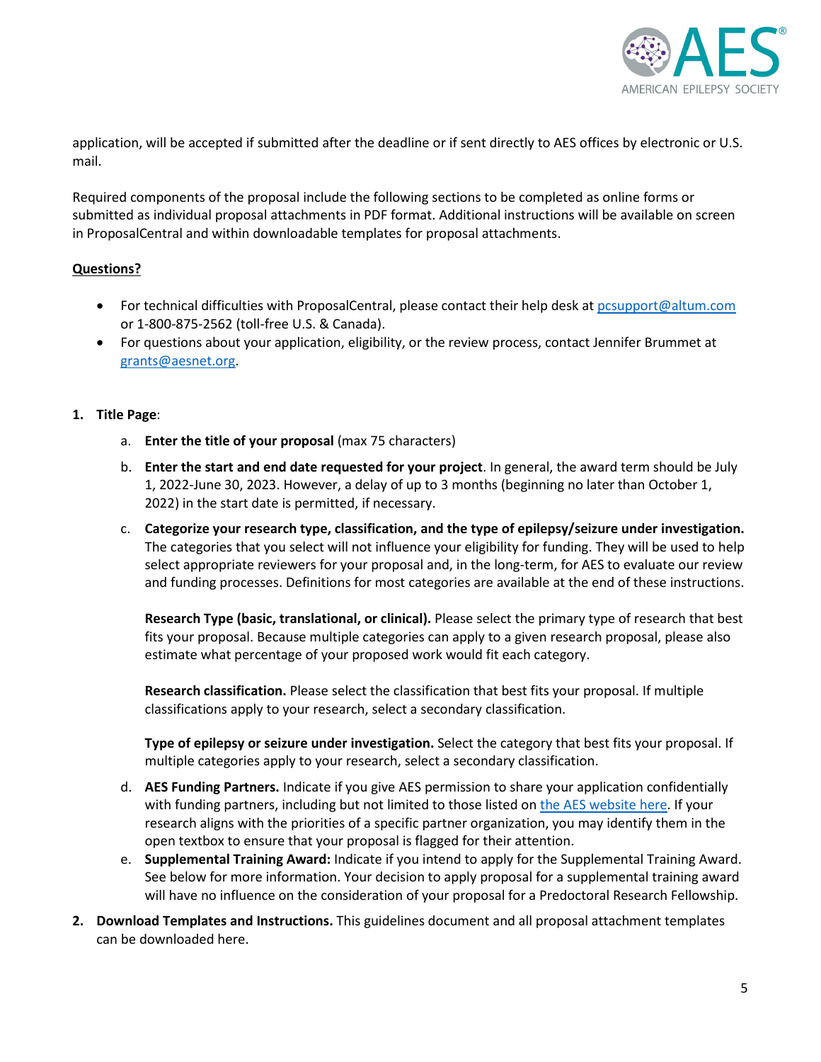application, will be accepted if submitted after the deadline or if sent directly to AES offices by electronic or U.S. mail.

Required components of the proposal include the following sections to be completed as online forms or submitted as individual proposal attachments in PDF format. Additional instructions will be available on screen in ProposalCentral and within downloadable templates for proposal attachments.

**Questions?**

- For technical difficulties with ProposalCentral, please contact their help desk at pcsupport@altum.com or 1-800-875-2562 (toll-free U.S. & Canada).
- For questions about your application, eligibility, or the review process, contact Jennifer Brummet at grants@aesnet.org.

1. **Title Page**:
   a. **Enter the title of your proposal** (max 75 characters)
   b. **Enter the start and end date requested for your project**. In general, the award term should be July 1, 2022-June 30, 2023. However, a delay of up to 3 months (beginning no later than October 1, 2022) in the start date is permitted, if necessary.
   c. **Categorize your research type, classification, and the type of epilepsy/seizure under investigation.** The categories that you select will not influence your eligibility for funding. They will be used to help select appropriate reviewers for your proposal and, in the long-term, for AES to evaluate our review and funding processes. Definitions for most categories are available at the end of these instructions.

      **Research Type (basic, translational, or clinical).** Please select the primary type of research that best fits your proposal. Because multiple categories can apply to a given research proposal, please also estimate what percentage of your proposed work would fit each category.

      **Research classification.** Please select the classification that best fits your proposal. If multiple classifications apply to your research, select a secondary classification.

      **Type of epilepsy or seizure under investigation.** Select the category that best fits your proposal. If multiple categories apply to your research, select a secondary classification.

   d. **AES Funding Partners.** Indicate if you give AES permission to share your application confidentially with funding partners, including but not limited to those listed on the AES website here. If your research aligns with the priorities of a specific partner organization, you may identify them in the open textbox to ensure that your proposal is flagged for their attention.
   e. **Supplemental Training Award:** Indicate if you intend to apply for the Supplemental Training Award. See below for more information. Your decision to apply proposal for a supplemental training award will have no influence on the consideration of your proposal for a Predoctoral Research Fellowship.

2. **Download Templates and Instructions.** This guidelines document and all proposal attachment templates can be downloaded here.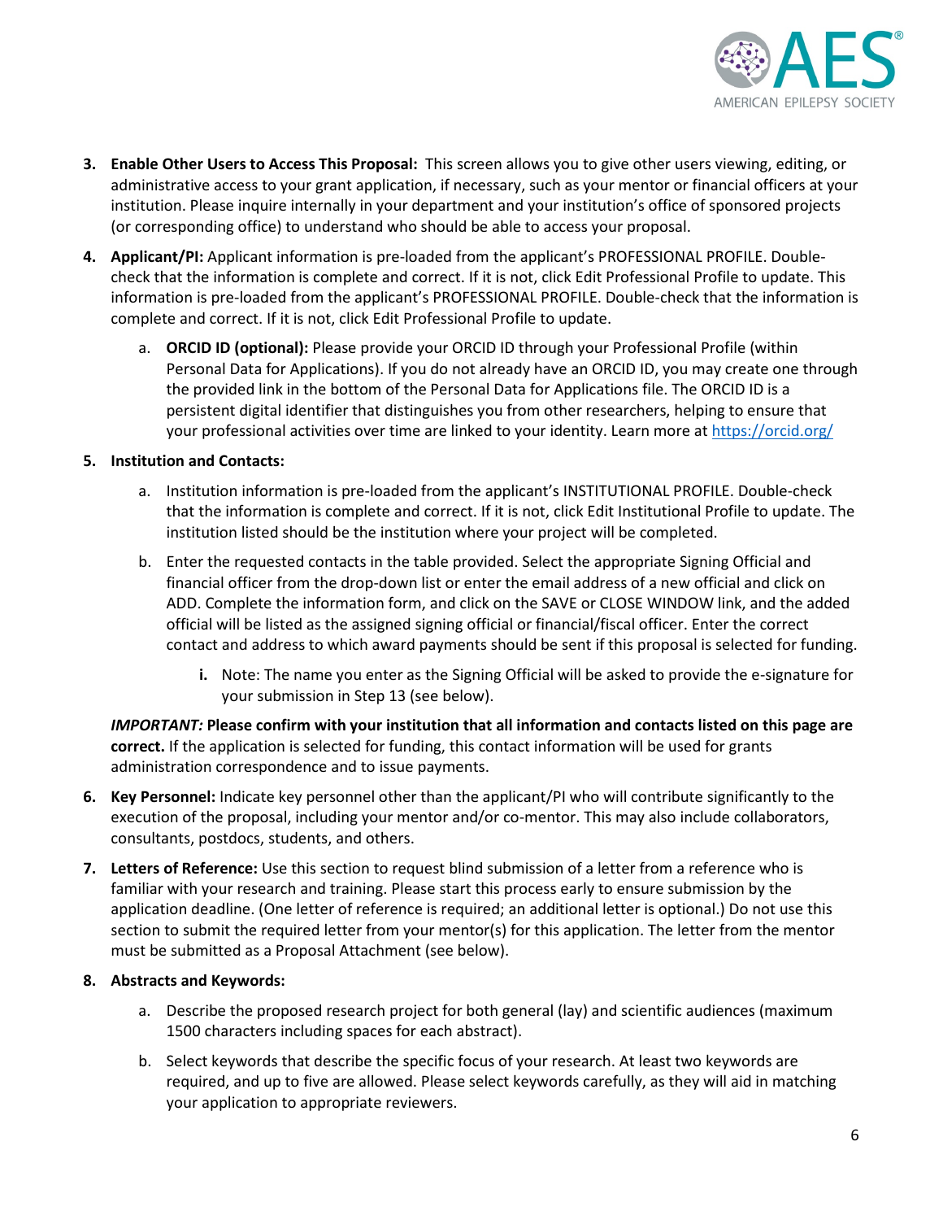3. **Enable Other Users to Access This Proposal:** This screen allows you to give other users viewing, editing, or administrative access to your grant application, if necessary, such as your mentor or financial officers at your institution. Please inquire internally in your department and your institution's office of sponsored projects (or corresponding office) to understand who should be able to access your proposal.

4. **Applicant/PI:** Applicant information is pre-loaded from the applicant's PROFESSIONAL PROFILE. Double-check that the information is complete and correct. If it is not, click Edit Professional Profile to update. This information is pre-loaded from the applicant's PROFESSIONAL PROFILE. Double-check that the information is complete and correct. If it is not, click Edit Professional Profile to update.

    a. **ORCID ID (optional):** Please provide your ORCID ID through your Professional Profile (within Personal Data for Applications). If you do not already have an ORCID ID, you may create one through the provided link in the bottom of the Personal Data for Applications file. The ORCID ID is a persistent digital identifier that distinguishes you from other researchers, helping to ensure that your professional activities over time are linked to your identity. Learn more at [https://orcid.org/](https://orcid.org/)

5. **Institution and Contacts:**

    a. Institution information is pre-loaded from the applicant's INSTITUTIONAL PROFILE. Double-check that the information is complete and correct. If it is not, click Edit Institutional Profile to update. The institution listed should be the institution where your project will be completed.

    b. Enter the requested contacts in the table provided. Select the appropriate Signing Official and financial officer from the drop-down list or enter the email address of a new official and click on ADD. Complete the information form, and click on the SAVE or CLOSE WINDOW link, and the added official will be listed as the assigned signing official or financial/fiscal officer. Enter the correct contact and address to which award payments should be sent if this proposal is selected for funding.

        **i.** Note: The name you enter as the Signing Official will be asked to provide the e-signature for your submission in Step 13 (see below).

    ***IMPORTANT:*** **Please confirm with your institution that all information and contacts listed on this page are correct.** If the application is selected for funding, this contact information will be used for grants administration correspondence and to issue payments.

6. **Key Personnel:** Indicate key personnel other than the applicant/PI who will contribute significantly to the execution of the proposal, including your mentor and/or co-mentor. This may also include collaborators, consultants, postdocs, students, and others.

7. **Letters of Reference:** Use this section to request blind submission of a letter from a reference who is familiar with your research and training. Please start this process early to ensure submission by the application deadline. (One letter of reference is required; an additional letter is optional.) Do not use this section to submit the required letter from your mentor(s) for this application. The letter from the mentor must be submitted as a Proposal Attachment (see below).

8. **Abstracts and Keywords:**

    a. Describe the proposed research project for both general (lay) and scientific audiences (maximum 1500 characters including spaces for each abstract).

    b. Select keywords that describe the specific focus of your research. At least two keywords are required, and up to five are allowed. Please select keywords carefully, as they will aid in matching your application to appropriate reviewers.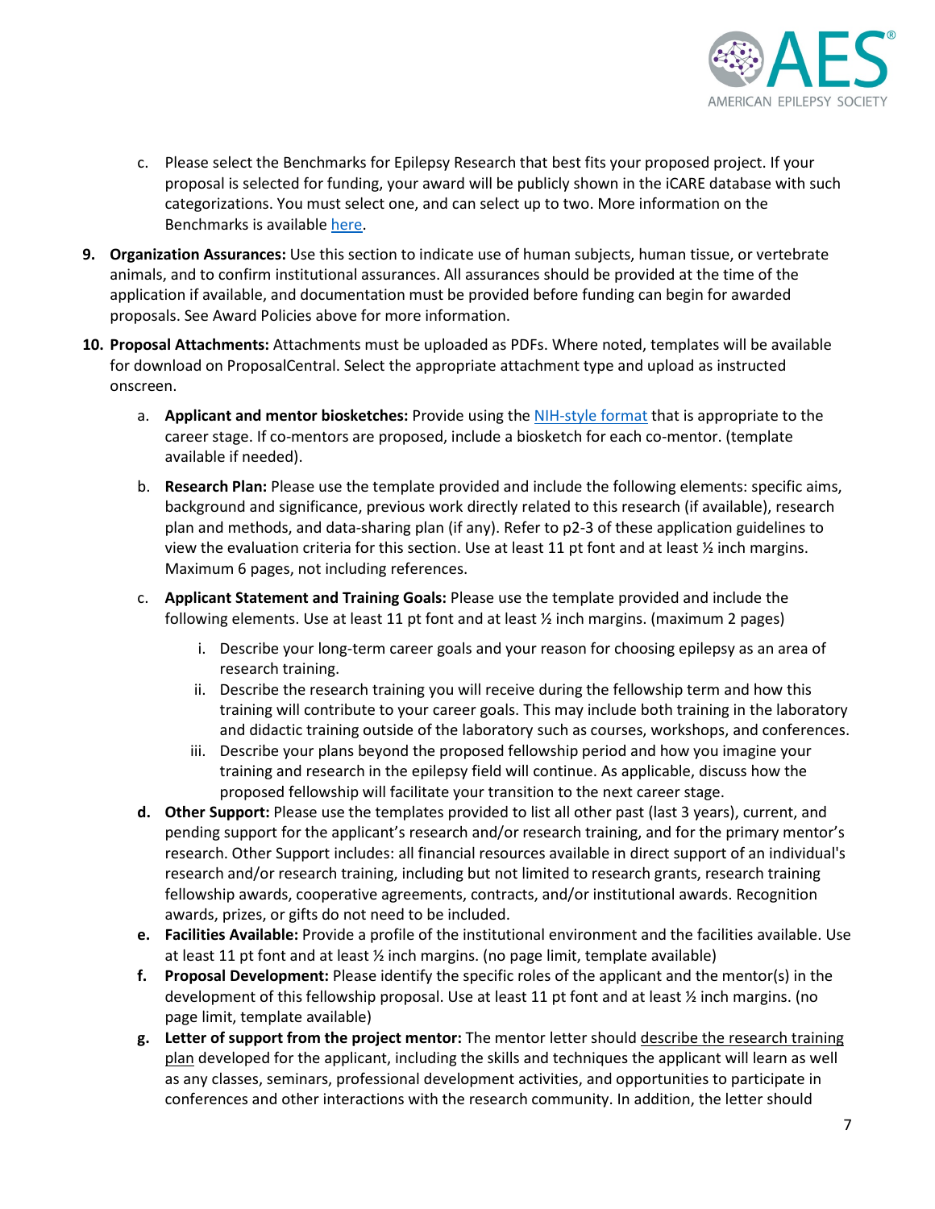c. Please select the Benchmarks for Epilepsy Research that best fits your proposed project. If your proposal is selected for funding, your award will be publicly shown in the iCARE database with such categorizations. You must select one, and can select up to two. More information on the Benchmarks is available here.

9. **Organization Assurances:** Use this section to indicate use of human subjects, human tissue, or vertebrate animals, and to confirm institutional assurances. All assurances should be provided at the time of the application if available, and documentation must be provided before funding can begin for awarded proposals. See Award Policies above for more information.

10. **Proposal Attachments:** Attachments must be uploaded as PDFs. Where noted, templates will be available for download on ProposalCentral. Select the appropriate attachment type and upload as instructed onscreen.

    a. **Applicant and mentor biosketches:** Provide using the NIH-style format that is appropriate to the career stage. If co-mentors are proposed, include a biosketch for each co-mentor. (template available if needed).

    b. **Research Plan:** Please use the template provided and include the following elements: specific aims, background and significance, previous work directly related to this research (if available), research plan and methods, and data-sharing plan (if any). Refer to p2-3 of these application guidelines to view the evaluation criteria for this section. Use at least 11 pt font and at least ½ inch margins. Maximum 6 pages, not including references.

    c. **Applicant Statement and Training Goals:** Please use the template provided and include the following elements. Use at least 11 pt font and at least ½ inch margins. (maximum 2 pages)

        i. Describe your long-term career goals and your reason for choosing epilepsy as an area of research training.
        ii. Describe the research training you will receive during the fellowship term and how this training will contribute to your career goals. This may include both training in the laboratory and didactic training outside of the laboratory such as courses, workshops, and conferences.
        iii. Describe your plans beyond the proposed fellowship period and how you imagine your training and research in the epilepsy field will continue. As applicable, discuss how the proposed fellowship will facilitate your transition to the next career stage.

    **d. Other Support:** Please use the templates provided to list all other past (last 3 years), current, and pending support for the applicant's research and/or research training, and for the primary mentor's research. Other Support includes: all financial resources available in direct support of an individual's research and/or research training, including but not limited to research grants, research training fellowship awards, cooperative agreements, contracts, and/or institutional awards. Recognition awards, prizes, or gifts do not need to be included.

    **e. Facilities Available:** Provide a profile of the institutional environment and the facilities available. Use at least 11 pt font and at least ½ inch margins. (no page limit, template available)

    **f. Proposal Development:** Please identify the specific roles of the applicant and the mentor(s) in the development of this fellowship proposal. Use at least 11 pt font and at least ½ inch margins. (no page limit, template available)

    **g. Letter of support from the project mentor:** The mentor letter should describe the research training plan developed for the applicant, including the skills and techniques the applicant will learn as well as any classes, seminars, professional development activities, and opportunities to participate in conferences and other interactions with the research community. In addition, the letter should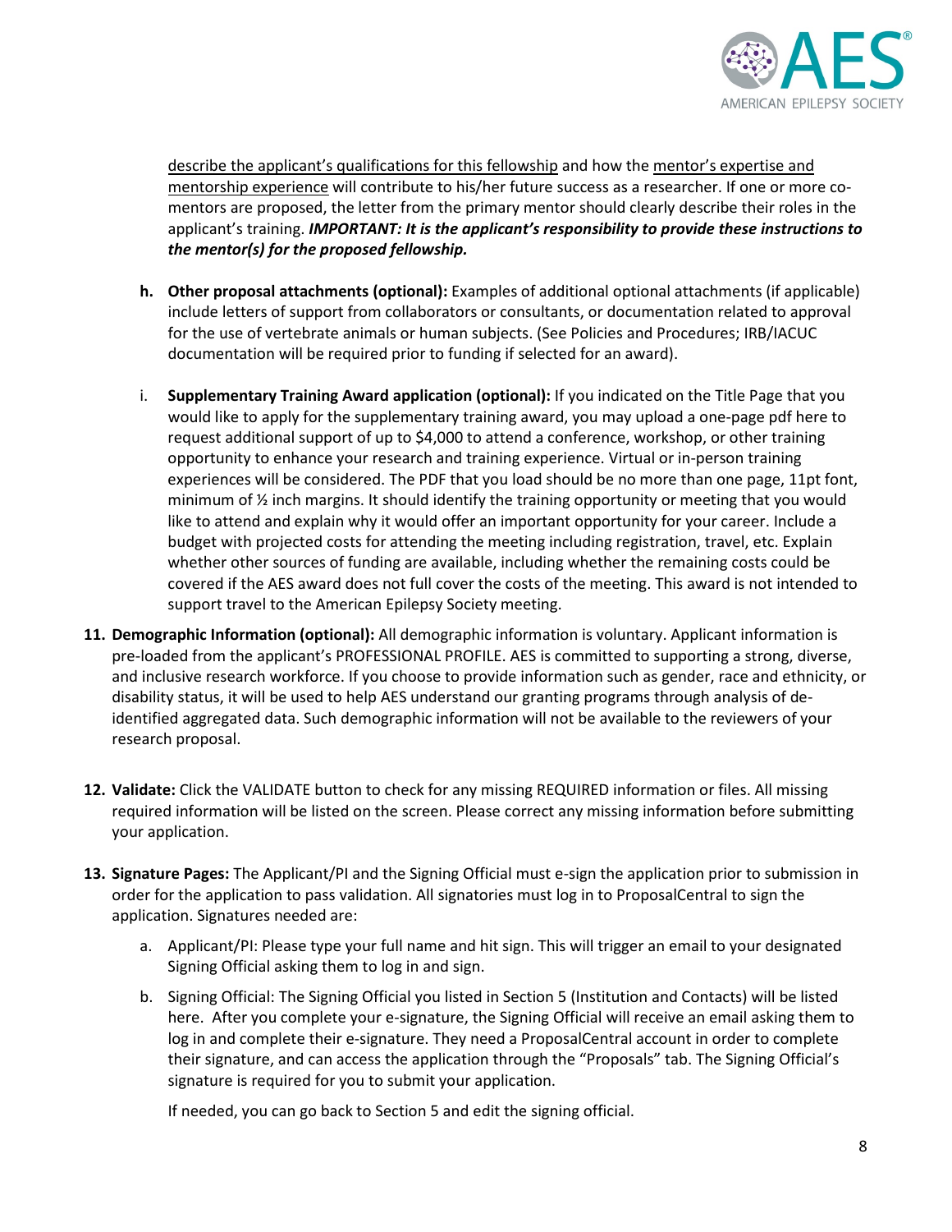describe the applicant's qualifications for this fellowship and how the mentor's expertise and mentorship experience will contribute to his/her future success as a researcher. If one or more co-mentors are proposed, the letter from the primary mentor should clearly describe their roles in the applicant's training. ***IMPORTANT: It is the applicant's responsibility to provide these instructions to the mentor(s) for the proposed fellowship.***

h. **Other proposal attachments (optional):** Examples of additional optional attachments (if applicable) include letters of support from collaborators or consultants, or documentation related to approval for the use of vertebrate animals or human subjects. (See Policies and Procedures; IRB/IACUC documentation will be required prior to funding if selected for an award).

i. **Supplementary Training Award application (optional):** If you indicated on the Title Page that you would like to apply for the supplementary training award, you may upload a one-page pdf here to request additional support of up to $4,000 to attend a conference, workshop, or other training opportunity to enhance your research and training experience. Virtual or in-person training experiences will be considered. The PDF that you load should be no more than one page, 11pt font, minimum of ½ inch margins. It should identify the training opportunity or meeting that you would like to attend and explain why it would offer an important opportunity for your career. Include a budget with projected costs for attending the meeting including registration, travel, etc. Explain whether other sources of funding are available, including whether the remaining costs could be covered if the AES award does not full cover the costs of the meeting. This award is not intended to support travel to the American Epilepsy Society meeting.

11. **Demographic Information (optional):** All demographic information is voluntary. Applicant information is pre-loaded from the applicant's PROFESSIONAL PROFILE. AES is committed to supporting a strong, diverse, and inclusive research workforce. If you choose to provide information such as gender, race and ethnicity, or disability status, it will be used to help AES understand our granting programs through analysis of de-identified aggregated data. Such demographic information will not be available to the reviewers of your research proposal.

12. **Validate:** Click the VALIDATE button to check for any missing REQUIRED information or files. All missing required information will be listed on the screen. Please correct any missing information before submitting your application.

13. **Signature Pages:** The Applicant/PI and the Signing Official must e-sign the application prior to submission in order for the application to pass validation. All signatories must log in to ProposalCentral to sign the application. Signatures needed are:

    a. Applicant/PI: Please type your full name and hit sign. This will trigger an email to your designated Signing Official asking them to log in and sign.

    b. Signing Official: The Signing Official you listed in Section 5 (Institution and Contacts) will be listed here. After you complete your e-signature, the Signing Official will receive an email asking them to log in and complete their e-signature. They need a ProposalCentral account in order to complete their signature, and can access the application through the "Proposals" tab. The Signing Official's signature is required for you to submit your application.

       If needed, you can go back to Section 5 and edit the signing official.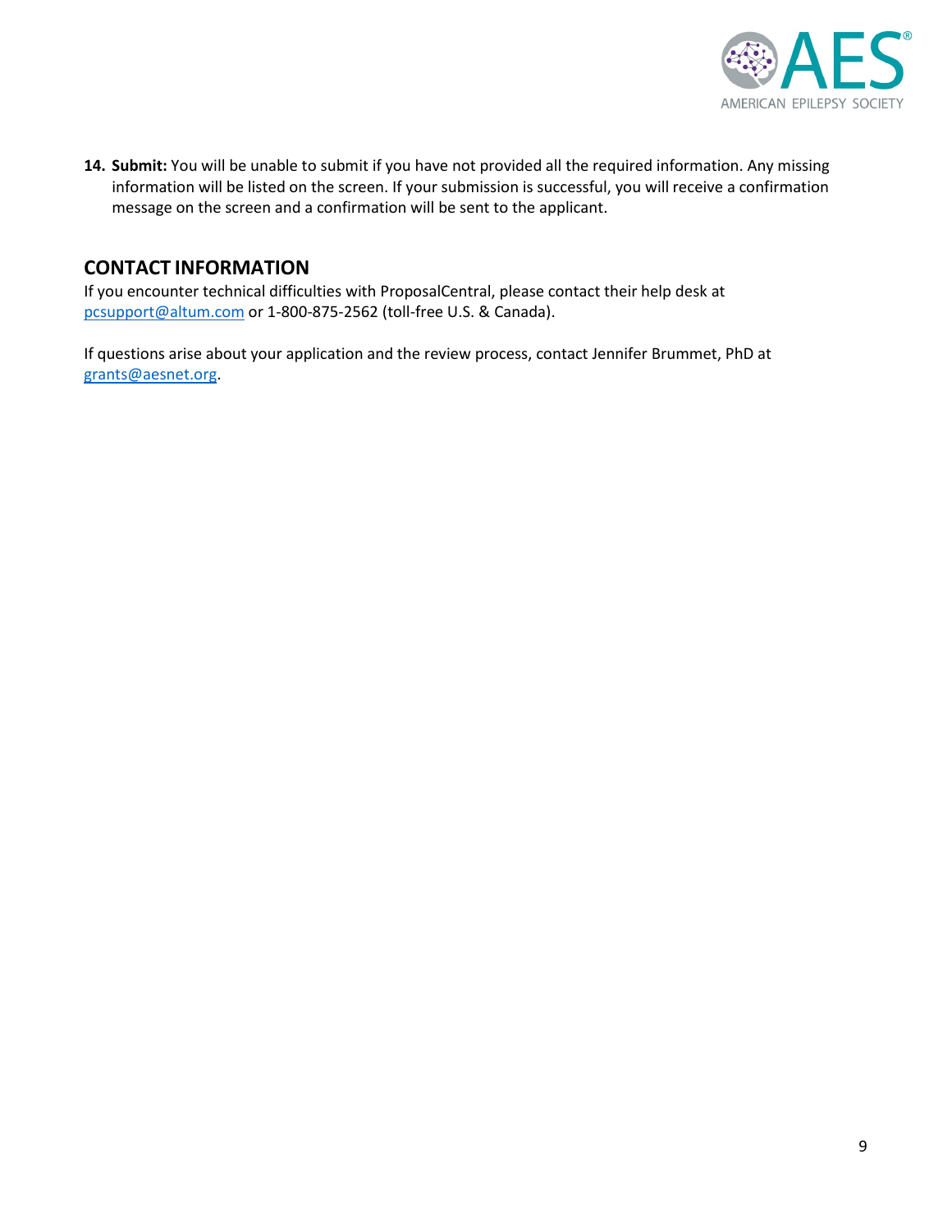14. **Submit:** You will be unable to submit if you have not provided all the required information. Any missing information will be listed on the screen. If your submission is successful, you will receive a confirmation message on the screen and a confirmation will be sent to the applicant.

## CONTACT INFORMATION

If you encounter technical difficulties with ProposalCentral, please contact their help desk at pcsupport@altum.com or 1-800-875-2562 (toll-free U.S. & Canada).

If questions arise about your application and the review process, contact Jennifer Brummet, PhD at grants@aesnet.org.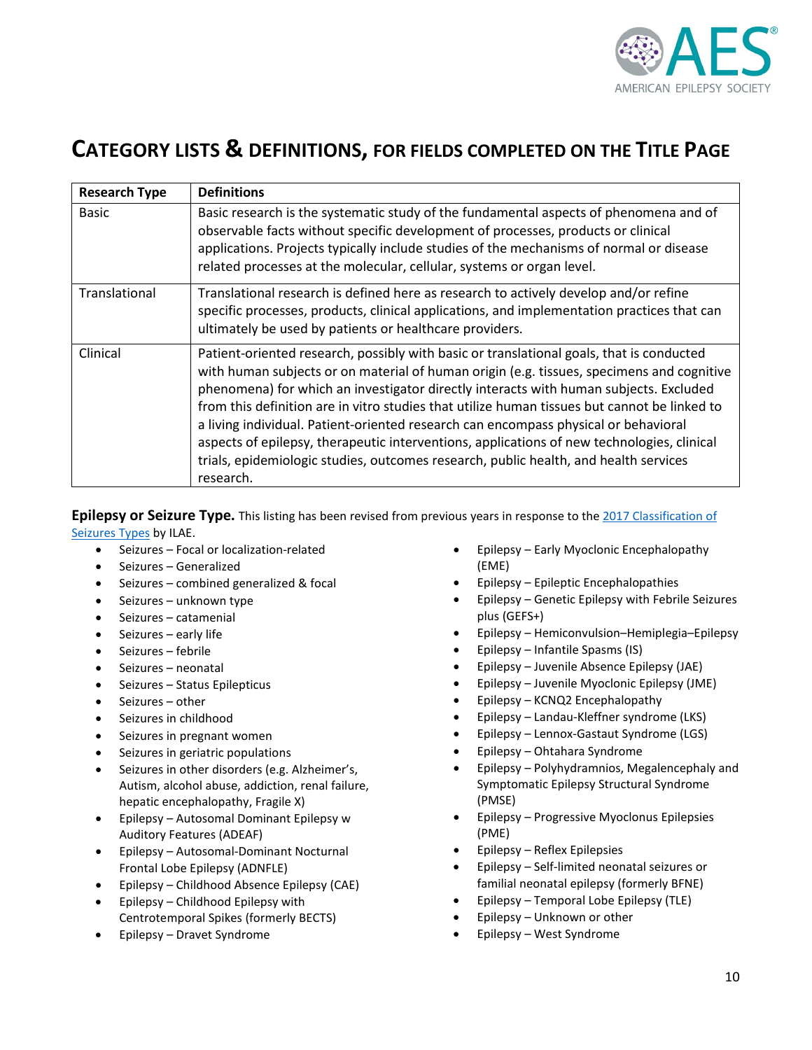# CATEGORY LISTS & DEFINITIONS, FOR FIELDS COMPLETED ON THE TITLE PAGE

| Research Type | Definitions |
| --- | --- |
| Basic | Basic research is the systematic study of the fundamental aspects of phenomena and of observable facts without specific development of processes, products or clinical applications. Projects typically include studies of the mechanisms of normal or disease related processes at the molecular, cellular, systems or organ level. |
| Translational | Translational research is defined here as research to actively develop and/or refine specific processes, products, clinical applications, and implementation practices that can ultimately be used by patients or healthcare providers. |
| Clinical | Patient-oriented research, possibly with basic or translational goals, that is conducted with human subjects or on material of human origin (e.g. tissues, specimens and cognitive phenomena) for which an investigator directly interacts with human subjects. Excluded from this definition are in vitro studies that utilize human tissues but cannot be linked to a living individual. Patient-oriented research can encompass physical or behavioral aspects of epilepsy, therapeutic interventions, applications of new technologies, clinical trials, epidemiologic studies, outcomes research, public health, and health services research. |

**Epilepsy or Seizure Type.** This listing has been revised from previous years in response to the 2017 Classification of Seizures Types by ILAE.

- Seizures – Focal or localization-related
- Seizures – Generalized
- Seizures – combined generalized & focal
- Seizures – unknown type
- Seizures – catamenial
- Seizures – early life
- Seizures – febrile
- Seizures – neonatal
- Seizures – Status Epilepticus
- Seizures – other
- Seizures in childhood
- Seizures in pregnant women
- Seizures in geriatric populations
- Seizures in other disorders (e.g. Alzheimer's, Autism, alcohol abuse, addiction, renal failure, hepatic encephalopathy, Fragile X)
- Epilepsy – Autosomal Dominant Epilepsy w Auditory Features (ADEAF)
- Epilepsy – Autosomal-Dominant Nocturnal Frontal Lobe Epilepsy (ADNFLE)
- Epilepsy – Childhood Absence Epilepsy (CAE)
- Epilepsy – Childhood Epilepsy with Centrotemporal Spikes (formerly BECTS)
- Epilepsy – Dravet Syndrome
- Epilepsy – Early Myoclonic Encephalopathy (EME)
- Epilepsy – Epileptic Encephalopathies
- Epilepsy – Genetic Epilepsy with Febrile Seizures plus (GEFS+)
- Epilepsy – Hemiconvulsion–Hemiplegia–Epilepsy
- Epilepsy – Infantile Spasms (IS)
- Epilepsy – Juvenile Absence Epilepsy (JAE)
- Epilepsy – Juvenile Myoclonic Epilepsy (JME)
- Epilepsy – KCNQ2 Encephalopathy
- Epilepsy – Landau-Kleffner syndrome (LKS)
- Epilepsy – Lennox-Gastaut Syndrome (LGS)
- Epilepsy – Ohtahara Syndrome
- Epilepsy – Polyhydramnios, Megalencephaly and Symptomatic Epilepsy Structural Syndrome (PMSE)
- Epilepsy – Progressive Myoclonus Epilepsies (PME)
- Epilepsy – Reflex Epilepsies
- Epilepsy – Self-limited neonatal seizures or familial neonatal epilepsy (formerly BFNE)
- Epilepsy – Temporal Lobe Epilepsy (TLE)
- Epilepsy – Unknown or other
- Epilepsy – West Syndrome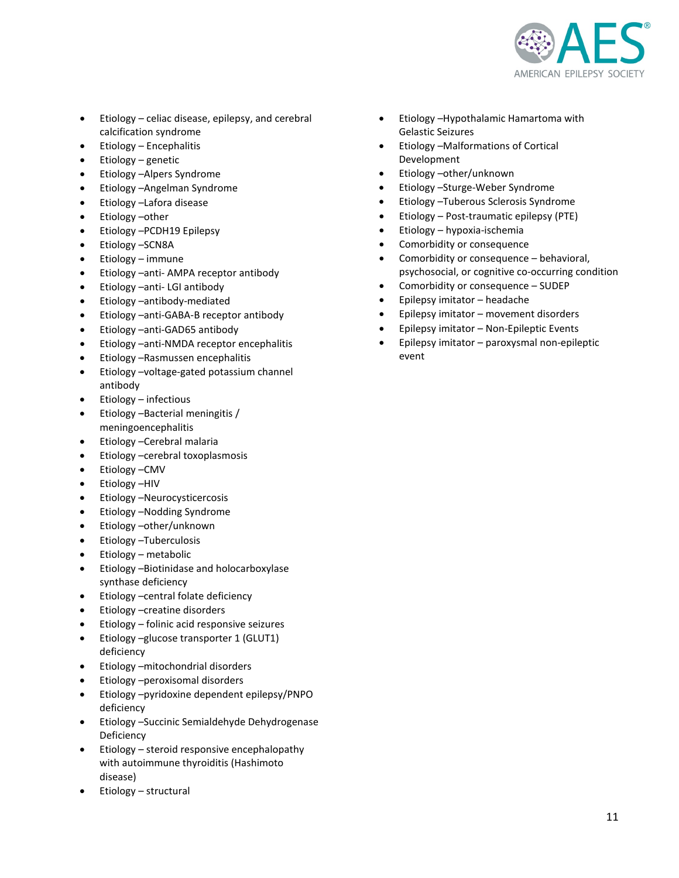- Etiology – celiac disease, epilepsy, and cerebral calcification syndrome
- Etiology – Encephalitis
- Etiology – genetic
- Etiology –Alpers Syndrome
- Etiology –Angelman Syndrome
- Etiology –Lafora disease
- Etiology –other
- Etiology –PCDH19 Epilepsy
- Etiology –SCN8A
- Etiology – immune
- Etiology –anti- AMPA receptor antibody
- Etiology –anti- LGI antibody
- Etiology –antibody-mediated
- Etiology –anti-GABA-B receptor antibody
- Etiology –anti-GAD65 antibody
- Etiology –anti-NMDA receptor encephalitis
- Etiology –Rasmussen encephalitis
- Etiology –voltage-gated potassium channel antibody
- Etiology – infectious
- Etiology –Bacterial meningitis / meningoencephalitis
- Etiology –Cerebral malaria
- Etiology –cerebral toxoplasmosis
- Etiology –CMV
- Etiology –HIV
- Etiology –Neurocysticercosis
- Etiology –Nodding Syndrome
- Etiology –other/unknown
- Etiology –Tuberculosis
- Etiology – metabolic
- Etiology –Biotinidase and holocarboxylase synthase deficiency
- Etiology –central folate deficiency
- Etiology –creatine disorders
- Etiology – folinic acid responsive seizures
- Etiology –glucose transporter 1 (GLUT1) deficiency
- Etiology –mitochondrial disorders
- Etiology –peroxisomal disorders
- Etiology –pyridoxine dependent epilepsy/PNPO deficiency
- Etiology –Succinic Semialdehyde Dehydrogenase Deficiency
- Etiology – steroid responsive encephalopathy with autoimmune thyroiditis (Hashimoto disease)
- Etiology – structural
- Etiology –Hypothalamic Hamartoma with Gelastic Seizures
- Etiology –Malformations of Cortical Development
- Etiology –other/unknown
- Etiology –Sturge-Weber Syndrome
- Etiology –Tuberous Sclerosis Syndrome
- Etiology – Post-traumatic epilepsy (PTE)
- Etiology – hypoxia-ischemia
- Comorbidity or consequence
- Comorbidity or consequence – behavioral, psychosocial, or cognitive co-occurring condition
- Comorbidity or consequence – SUDEP
- Epilepsy imitator – headache
- Epilepsy imitator – movement disorders
- Epilepsy imitator – Non-Epileptic Events
- Epilepsy imitator – paroxysmal non-epileptic event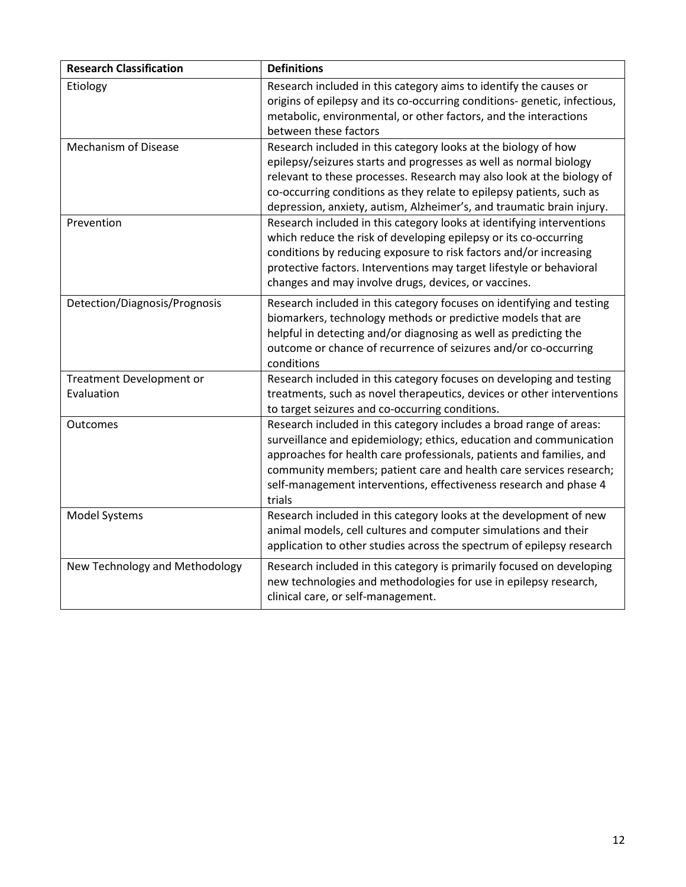| Research Classification | Definitions |
| --- | --- |
| Etiology | Research included in this category aims to identify the causes or origins of epilepsy and its co-occurring conditions- genetic, infectious, metabolic, environmental, or other factors, and the interactions between these factors |
| Mechanism of Disease | Research included in this category looks at the biology of how epilepsy/seizures starts and progresses as well as normal biology relevant to these processes. Research may also look at the biology of co-occurring conditions as they relate to epilepsy patients, such as depression, anxiety, autism, Alzheimer's, and traumatic brain injury. |
| Prevention | Research included in this category looks at identifying interventions which reduce the risk of developing epilepsy or its co-occurring conditions by reducing exposure to risk factors and/or increasing protective factors. Interventions may target lifestyle or behavioral changes and may involve drugs, devices, or vaccines. |
| Detection/Diagnosis/Prognosis | Research included in this category focuses on identifying and testing biomarkers, technology methods or predictive models that are helpful in detecting and/or diagnosing as well as predicting the outcome or chance of recurrence of seizures and/or co-occurring conditions |
| Treatment Development or Evaluation | Research included in this category focuses on developing and testing treatments, such as novel therapeutics, devices or other interventions to target seizures and co-occurring conditions. |
| Outcomes | Research included in this category includes a broad range of areas: surveillance and epidemiology; ethics, education and communication approaches for health care professionals, patients and families, and community members; patient care and health care services research; self-management interventions, effectiveness research and phase 4 trials |
| Model Systems | Research included in this category looks at the development of new animal models, cell cultures and computer simulations and their application to other studies across the spectrum of epilepsy research |
| New Technology and Methodology | Research included in this category is primarily focused on developing new technologies and methodologies for use in epilepsy research, clinical care, or self-management. |